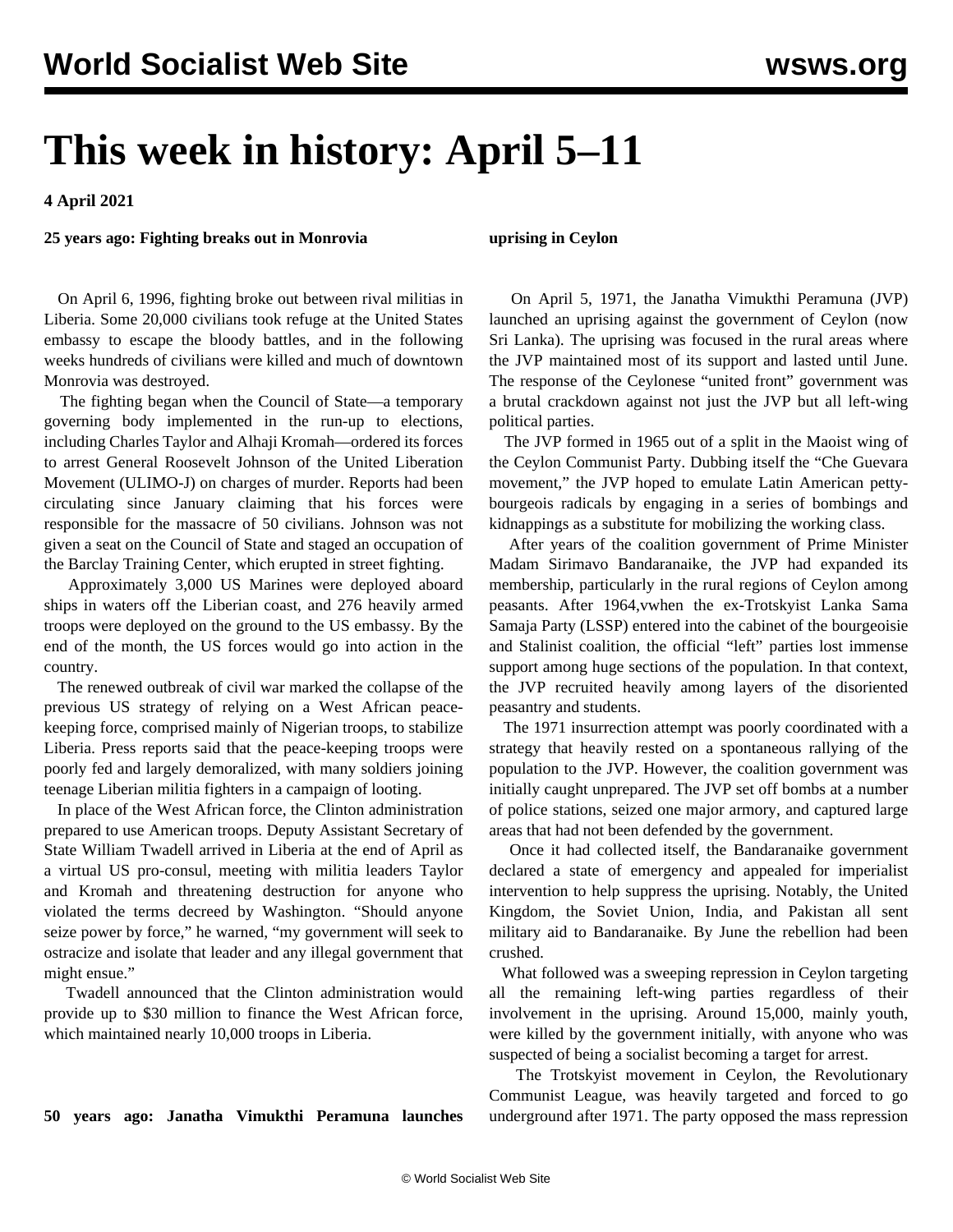# This week in history: April 5–11

**4 April 2021**

### 25 years ago: Fighting breaks out in Monrovia

On April 6, 1996, fighting broke out between rival militias in Liberia. Some 20,000 civilians took refuge at the United States embassy to escape the bloody battles, and in the following weeks hundreds of civilians were killed and much of downtown Monrovia was destroyed.

The fighting began when the Council of State—a temporary governing body implemented in the run-up to elections, including Charles Taylor and Alhaji Kromah—ordered its forces to arrest General Roosevelt Johnson of the United Liberation Movement (ULIMO-J) on charges of murder. Reports had been circulating since January claiming that his forces were responsible for the massacre of 50 civilians. Johnson was not given a seat on the Council of State and staged an occupation of the Barclay Training Center, which erupted in street fighting.

Approximately 3,000 US Marines were deployed aboard ships in waters off the Liberian coast, and 276 heavily armed troops were deployed on the ground to the US embassy. By the end of the month, the US forces would go into action in the country.

The renewed outbreak of civil war marked the collapse of the previous US strategy of relying on a West African peace-keeping force, comprised mainly of Nigerian troops, to stabilize Liberia. Press reports said that the peace-keeping troops were poorly fed and largely demoralized, with many soldiers joining teenage Liberian militia fighters in a campaign of looting.

In place of the West African force, the Clinton administration prepared to use American troops. Deputy Assistant Secretary of State William Twadell arrived in Liberia at the end of April as a virtual US pro-consul, meeting with militia leaders Taylor and Kromah and threatening destruction for anyone who violated the terms decreed by Washington. "Should anyone seize power by force," he warned, "my government will seek to ostracize and isolate that leader and any illegal government that might ensue."

Twadell announced that the Clinton administration would provide up to $30 million to finance the West African force, which maintained nearly 10,000 troops in Liberia.

### 50 years ago: Janatha Vimukthi Peramuna launches uprising in Ceylon

On April 5, 1971, the Janatha Vimukthi Peramuna (JVP) launched an uprising against the government of Ceylon (now Sri Lanka). The uprising was focused in the rural areas where the JVP maintained most of its support and lasted until June. The response of the Ceylonese "united front" government was a brutal crackdown against not just the JVP but all left-wing political parties.

The JVP formed in 1965 out of a split in the Maoist wing of the Ceylon Communist Party. Dubbing itself the "Che Guevara movement," the JVP hoped to emulate Latin American petty-bourgeois radicals by engaging in a series of bombings and kidnappings as a substitute for mobilizing the working class.

After years of the coalition government of Prime Minister Madam Sirimavo Bandaranaike, the JVP had expanded its membership, particularly in the rural regions of Ceylon among peasants. After 1964,vwhen the ex-Trotskyist Lanka Sama Samaja Party (LSSP) entered into the cabinet of the bourgeoisie and Stalinist coalition, the official "left" parties lost immense support among huge sections of the population. In that context, the JVP recruited heavily among layers of the disoriented peasantry and students.

The 1971 insurrection attempt was poorly coordinated with a strategy that heavily rested on a spontaneous rallying of the population to the JVP. However, the coalition government was initially caught unprepared. The JVP set off bombs at a number of police stations, seized one major armory, and captured large areas that had not been defended by the government.

Once it had collected itself, the Bandaranaike government declared a state of emergency and appealed for imperialist intervention to help suppress the uprising. Notably, the United Kingdom, the Soviet Union, India, and Pakistan all sent military aid to Bandaranaike. By June the rebellion had been crushed.

What followed was a sweeping repression in Ceylon targeting all the remaining left-wing parties regardless of their involvement in the uprising. Around 15,000, mainly youth, were killed by the government initially, with anyone who was suspected of being a socialist becoming a target for arrest.

The Trotskyist movement in Ceylon, the Revolutionary Communist League, was heavily targeted and forced to go underground after 1971. The party opposed the mass repression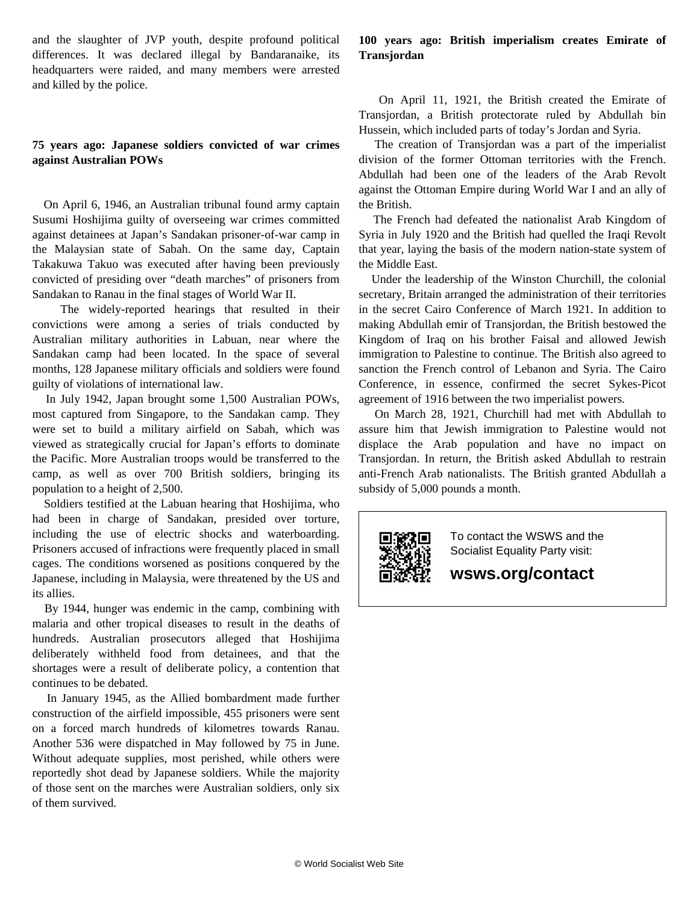and the slaughter of JVP youth, despite profound political differences. It was declared illegal by Bandaranaike, its headquarters were raided, and many members were arrested and killed by the police.

**75 years ago: Japanese soldiers convicted of war crimes against Australian POWs**

On April 6, 1946, an Australian tribunal found army captain Susumi Hoshijima guilty of overseeing war crimes committed against detainees at Japan's Sandakan prisoner-of-war camp in the Malaysian state of Sabah. On the same day, Captain Takakuwa Takuo was executed after having been previously convicted of presiding over "death marches" of prisoners from Sandakan to Ranau in the final stages of World War II.

The widely-reported hearings that resulted in their convictions were among a series of trials conducted by Australian military authorities in Labuan, near where the Sandakan camp had been located. In the space of several months, 128 Japanese military officials and soldiers were found guilty of violations of international law.

In July 1942, Japan brought some 1,500 Australian POWs, most captured from Singapore, to the Sandakan camp. They were set to build a military airfield on Sabah, which was viewed as strategically crucial for Japan's efforts to dominate the Pacific. More Australian troops would be transferred to the camp, as well as over 700 British soldiers, bringing its population to a height of 2,500.

Soldiers testified at the Labuan hearing that Hoshijima, who had been in charge of Sandakan, presided over torture, including the use of electric shocks and waterboarding. Prisoners accused of infractions were frequently placed in small cages. The conditions worsened as positions conquered by the Japanese, including in Malaysia, were threatened by the US and its allies.

By 1944, hunger was endemic in the camp, combining with malaria and other tropical diseases to result in the deaths of hundreds. Australian prosecutors alleged that Hoshijima deliberately withheld food from detainees, and that the shortages were a result of deliberate policy, a contention that continues to be debated.

In January 1945, as the Allied bombardment made further construction of the airfield impossible, 455 prisoners were sent on a forced march hundreds of kilometres towards Ranau. Another 536 were dispatched in May followed by 75 in June. Without adequate supplies, most perished, while others were reportedly shot dead by Japanese soldiers. While the majority of those sent on the marches were Australian soldiers, only six of them survived.

**100 years ago: British imperialism creates Emirate of Transjordan**

On April 11, 1921, the British created the Emirate of Transjordan, a British protectorate ruled by Abdullah bin Hussein, which included parts of today's Jordan and Syria.

The creation of Transjordan was a part of the imperialist division of the former Ottoman territories with the French. Abdullah had been one of the leaders of the Arab Revolt against the Ottoman Empire during World War I and an ally of the British.

The French had defeated the nationalist Arab Kingdom of Syria in July 1920 and the British had quelled the Iraqi Revolt that year, laying the basis of the modern nation-state system of the Middle East.

Under the leadership of the Winston Churchill, the colonial secretary, Britain arranged the administration of their territories in the secret Cairo Conference of March 1921. In addition to making Abdullah emir of Transjordan, the British bestowed the Kingdom of Iraq on his brother Faisal and allowed Jewish immigration to Palestine to continue. The British also agreed to sanction the French control of Lebanon and Syria. The Cairo Conference, in essence, confirmed the secret Sykes-Picot agreement of 1916 between the two imperialist powers.

On March 28, 1921, Churchill had met with Abdullah to assure him that Jewish immigration to Palestine would not displace the Arab population and have no impact on Transjordan. In return, the British asked Abdullah to restrain anti-French Arab nationalists. The British granted Abdullah a subsidy of 5,000 pounds a month.

To contact the WSWS and the Socialist Equality Party visit:

**wsws.org/contact**